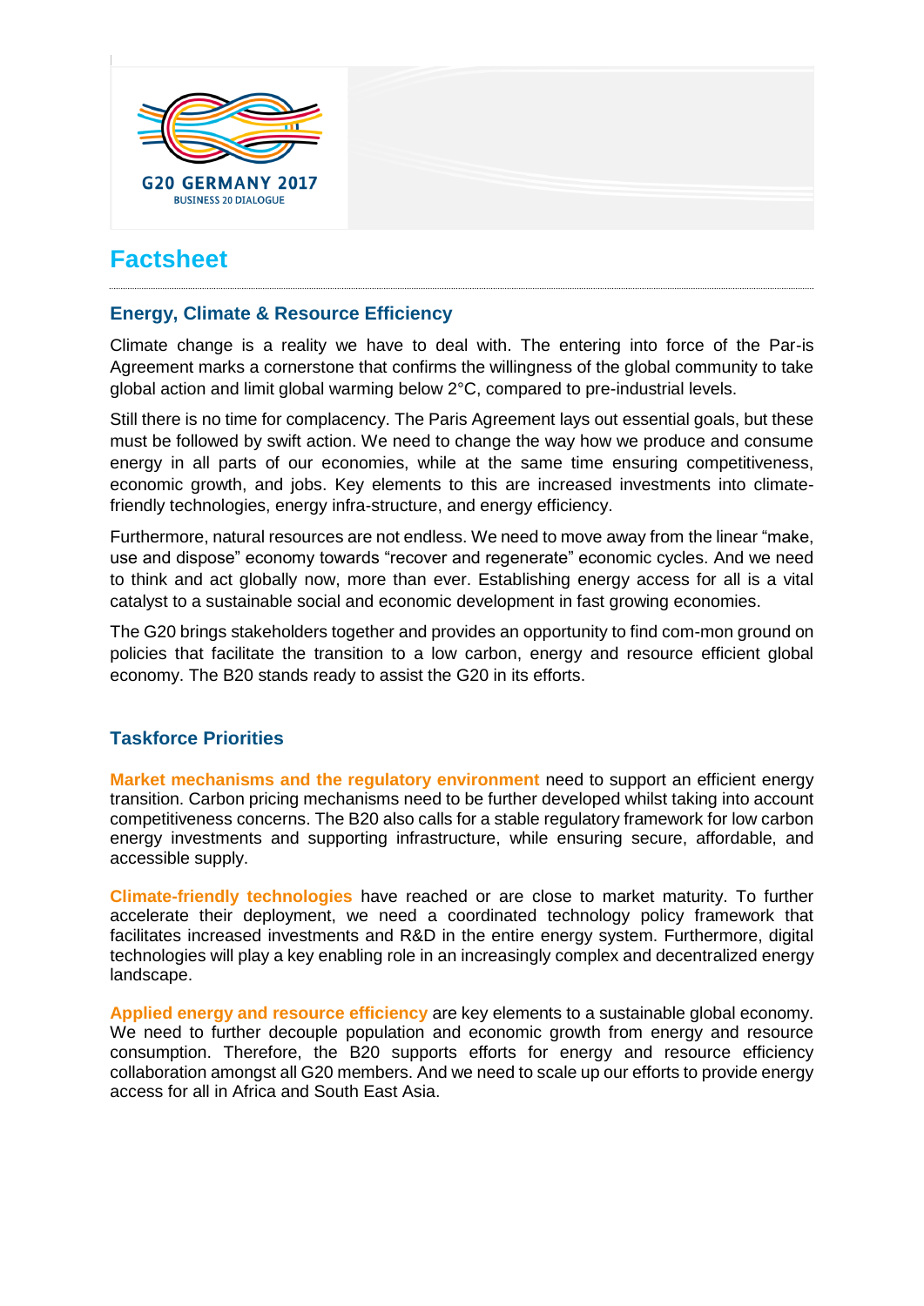G20 GERMANY 2017
BUSINESS 20 DIALOGUE

# Factsheet

## Energy, Climate & Resource Efficiency

Climate change is a reality we have to deal with. The entering into force of the Par-is Agreement marks a cornerstone that confirms the willingness of the global community to take global action and limit global warming below 2°C, compared to pre-industrial levels.

Still there is no time for complacency. The Paris Agreement lays out essential goals, but these must be followed by swift action. We need to change the way how we produce and consume energy in all parts of our economies, while at the same time ensuring competitiveness, economic growth, and jobs. Key elements to this are increased investments into climate-friendly technologies, energy infra-structure, and energy efficiency.

Furthermore, natural resources are not endless. We need to move away from the linear "make, use and dispose" economy towards "recover and regenerate" economic cycles. And we need to think and act globally now, more than ever. Establishing energy access for all is a vital catalyst to a sustainable social and economic development in fast growing economies.

The G20 brings stakeholders together and provides an opportunity to find com-mon ground on policies that facilitate the transition to a low carbon, energy and resource efficient global economy. The B20 stands ready to assist the G20 in its efforts.

## Taskforce Priorities

**Market mechanisms and the regulatory environment** need to support an efficient energy transition. Carbon pricing mechanisms need to be further developed whilst taking into account competitiveness concerns. The B20 also calls for a stable regulatory framework for low carbon energy investments and supporting infrastructure, while ensuring secure, affordable, and accessible supply.

**Climate-friendly technologies** have reached or are close to market maturity. To further accelerate their deployment, we need a coordinated technology policy framework that facilitates increased investments and R&D in the entire energy system. Furthermore, digital technologies will play a key enabling role in an increasingly complex and decentralized energy landscape.

**Applied energy and resource efficiency** are key elements to a sustainable global economy. We need to further decouple population and economic growth from energy and resource consumption. Therefore, the B20 supports efforts for energy and resource efficiency collaboration amongst all G20 members. And we need to scale up our efforts to provide energy access for all in Africa and South East Asia.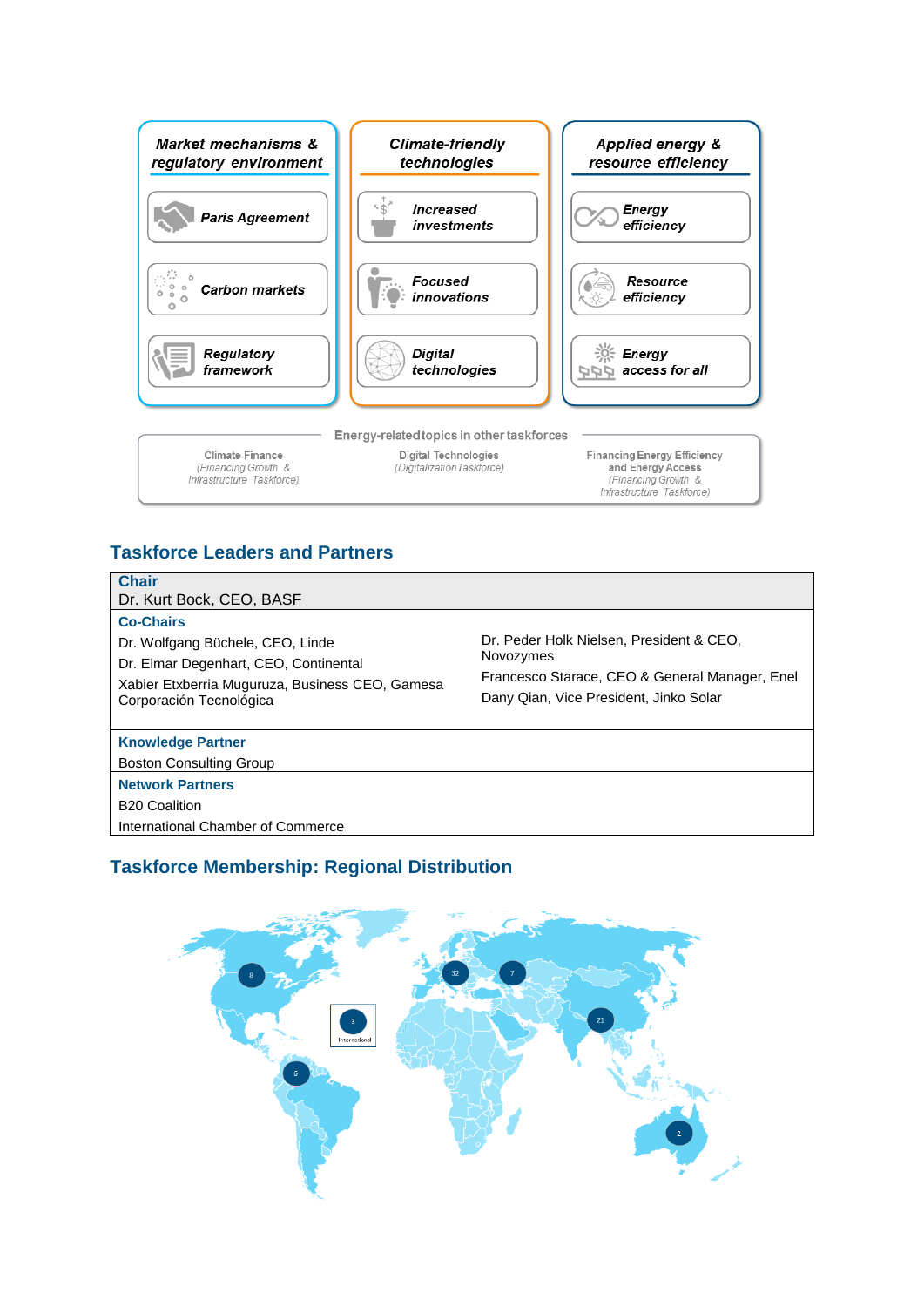*Market mechanisms & regulatory environment*

- *Paris Agreement*
- *Carbon markets*
- *Regulatory framework*

*Climate-friendly technologies*

- *Increased investments*
- *Focused innovations*
- *Digital technologies*

*Applied energy & resource efficiency*

- *Energy efficiency*
- *Resource efficiency*
- *Energy access for all*

Energy-related topics in other taskforces

Climate Finance
*(Financing Growth & Infrastructure Taskforce)*

Digital Technologies
*(Digitalization Taskforce)*

Financing Energy Efficiency and Energy Access
*(Financing Growth & Infrastructure Taskforce)*

## Taskforce Leaders and Partners

| | |
|---|---|
| **Chair**<br>Dr. Kurt Bock, CEO, BASF | |
| **Co-Chairs**<br>Dr. Wolfgang Büchele, CEO, Linde<br>Dr. Elmar Degenhart, CEO, Continental<br>Xabier Etxberria Muguruza, Business CEO, Gamesa Corporación Tecnológica | Dr. Peder Holk Nielsen, President & CEO, Novozymes<br>Francesco Starace, CEO & General Manager, Enel<br>Dany Qian, Vice President, Jinko Solar |
| **Knowledge Partner**<br>Boston Consulting Group | |
| **Network Partners**<br>B20 Coalition<br>International Chamber of Commerce | |

## Taskforce Membership: Regional Distribution

8

32

7

3
International

21

6

2